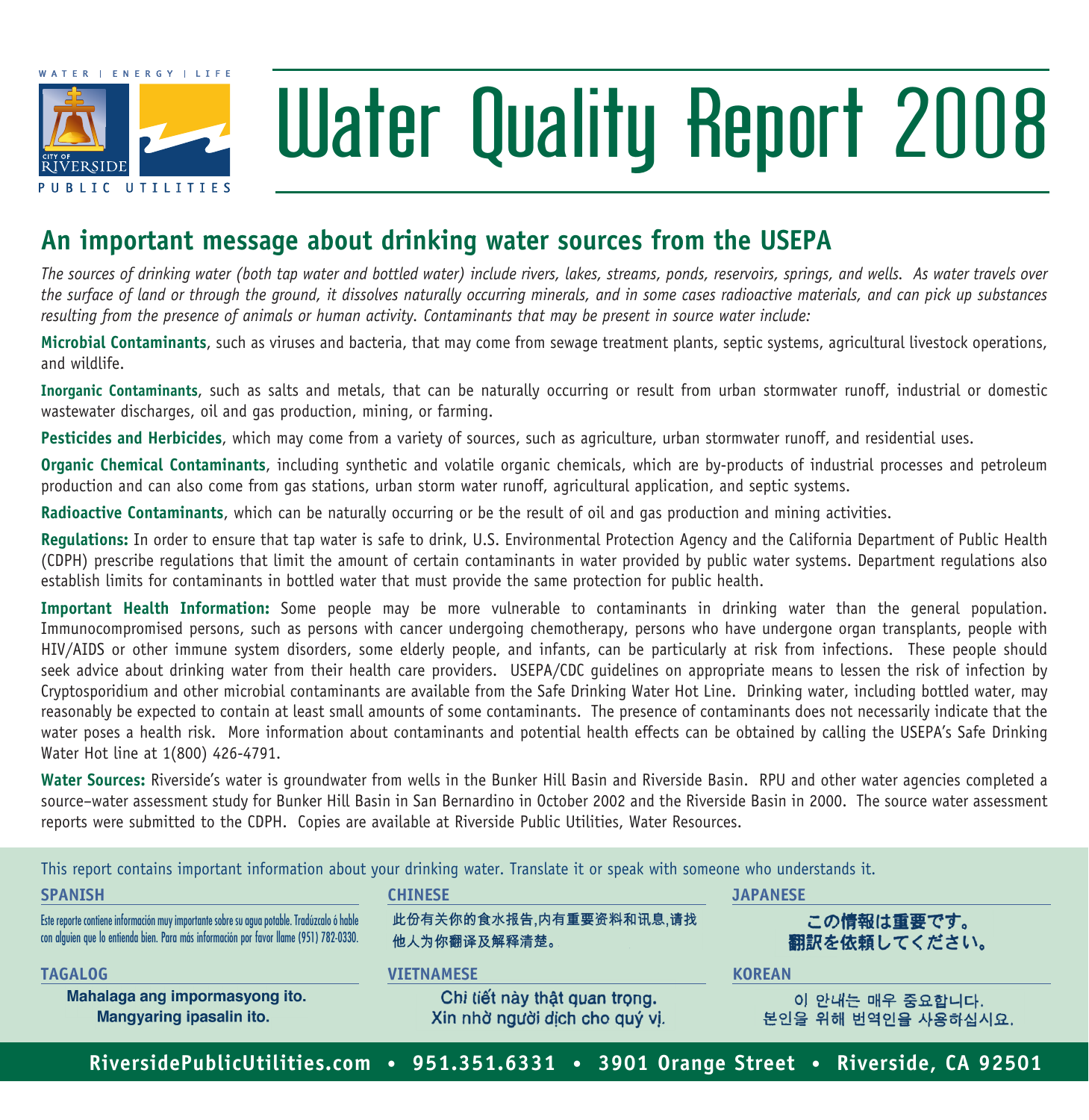WATER | ENERGY | LIFE

CITY OF RIVERSIDE

PUBLIC UTILITIES

# Water Quality Report 2008

## An important message about drinking water sources from the USEPA

*The sources of drinking water (both tap water and bottled water) include rivers, lakes, streams, ponds, reservoirs, springs, and wells. As water travels over the surface of land or through the ground, it dissolves naturally occurring minerals, and in some cases radioactive materials, and can pick up substances resulting from the presence of animals or human activity. Contaminants that may be present in source water include:*

**Microbial Contaminants**, such as viruses and bacteria, that may come from sewage treatment plants, septic systems, agricultural livestock operations, and wildlife.

**Inorganic Contaminants**, such as salts and metals, that can be naturally occurring or result from urban stormwater runoff, industrial or domestic wastewater discharges, oil and gas production, mining, or farming.

**Pesticides and Herbicides**, which may come from a variety of sources, such as agriculture, urban stormwater runoff, and residential uses.

**Organic Chemical Contaminants**, including synthetic and volatile organic chemicals, which are by-products of industrial processes and petroleum production and can also come from gas stations, urban storm water runoff, agricultural application, and septic systems.

**Radioactive Contaminants**, which can be naturally occurring or be the result of oil and gas production and mining activities.

**Regulations:** In order to ensure that tap water is safe to drink, U.S. Environmental Protection Agency and the California Department of Public Health (CDPH) prescribe regulations that limit the amount of certain contaminants in water provided by public water systems. Department regulations also establish limits for contaminants in bottled water that must provide the same protection for public health.

**Important Health Information:** Some people may be more vulnerable to contaminants in drinking water than the general population. Immunocompromised persons, such as persons with cancer undergoing chemotherapy, persons who have undergone organ transplants, people with HIV/AIDS or other immune system disorders, some elderly people, and infants, can be particularly at risk from infections. These people should seek advice about drinking water from their health care providers. USEPA/CDC guidelines on appropriate means to lessen the risk of infection by Cryptosporidium and other microbial contaminants are available from the Safe Drinking Water Hot Line. Drinking water, including bottled water, may reasonably be expected to contain at least small amounts of some contaminants. The presence of contaminants does not necessarily indicate that the water poses a health risk. More information about contaminants and potential health effects can be obtained by calling the USEPA's Safe Drinking Water Hot line at 1(800) 426-4791.

**Water Sources:** Riverside's water is groundwater from wells in the Bunker Hill Basin and Riverside Basin. RPU and other water agencies completed a source–water assessment study for Bunker Hill Basin in San Bernardino in October 2002 and the Riverside Basin in 2000. The source water assessment reports were submitted to the CDPH. Copies are available at Riverside Public Utilities, Water Resources.

This report contains important information about your drinking water. Translate it or speak with someone who understands it.

**SPANISH**

Este reporte contiene información muy importante sobre su agua potable. Tradúzcalo ó hable con alguien que lo entienda bien. Para más información por favor llame (951) 782-0330.

**CHINESE**

此份有关你的食水报告,内有重要资料和讯息,请找他人为你翻译及解释清楚。

**JAPANESE**

この情報は重要です。
翻訳を依頼してください。

**TAGALOG**

Mahalaga ang impormasyong ito.
Mangyaring ipasalin ito.

**VIETNAMESE**

Chi tiết này thật quan trọng.
Xin nhờ người dịch cho quý vị.

**KOREAN**

이 안내는 매우 중요합니다.
본인을 위해 번역인을 사용하십시요.

**RiversidePublicUtilities.com • 951.351.6331 • 3901 Orange Street • Riverside, CA 92501**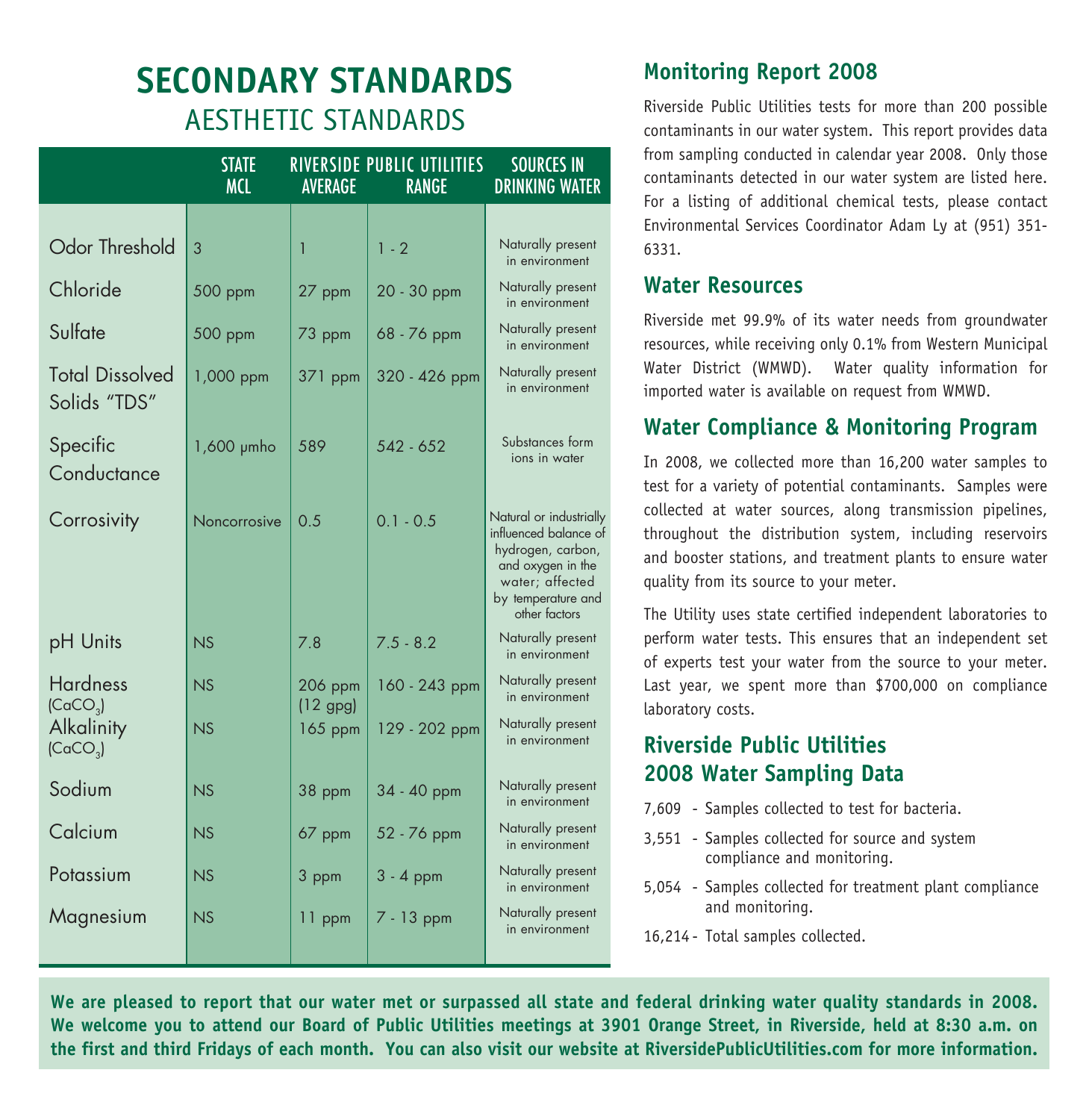# SECONDARY STANDARDS

## AESTHETIC STANDARDS

| | STATE MCL | RIVERSIDE PUBLIC UTILITIES AVERAGE | RANGE | SOURCES IN DRINKING WATER |
|---|---|---|---|---|
| Odor Threshold | 3 | 1 | 1 - 2 | Naturally present in environment |
| Chloride | 500 ppm | 27 ppm | 20 - 30 ppm | Naturally present in environment |
| Sulfate | 500 ppm | 73 ppm | 68 - 76 ppm | Naturally present in environment |
| Total Dissolved Solids "TDS" | 1,000 ppm | 371 ppm | 320 - 426 ppm | Naturally present in environment |
| Specific Conductance | 1,600 µmho | 589 | 542 - 652 | Substances form ions in water |
| Corrosivity | Noncorrosive | 0.5 | 0.1 - 0.5 | Natural or industrially influenced balance of hydrogen, carbon, and oxygen in the water; affected by temperature and other factors |
| pH Units | NS | 7.8 | 7.5 - 8.2 | Naturally present in environment |
| Hardness ($CaCO_3$) | NS | 206 ppm (12 gpg) | 160 - 243 ppm | Naturally present in environment |
| Alkalinity ($CaCO_3$) | NS | 165 ppm | 129 - 202 ppm | Naturally present in environment |
| Sodium | NS | 38 ppm | 34 - 40 ppm | Naturally present in environment |
| Calcium | NS | 67 ppm | 52 - 76 ppm | Naturally present in environment |
| Potassium | NS | 3 ppm | 3 - 4 ppm | Naturally present in environment |
| Magnesium | NS | 11 ppm | 7 - 13 ppm | Naturally present in environment |

## Monitoring Report 2008

Riverside Public Utilities tests for more than 200 possible contaminants in our water system. This report provides data from sampling conducted in calendar year 2008. Only those contaminants detected in our water system are listed here. For a listing of additional chemical tests, please contact Environmental Services Coordinator Adam Ly at (951) 351-6331.

## Water Resources

Riverside met 99.9% of its water needs from groundwater resources, while receiving only 0.1% from Western Municipal Water District (WMWD). Water quality information for imported water is available on request from WMWD.

## Water Compliance & Monitoring Program

In 2008, we collected more than 16,200 water samples to test for a variety of potential contaminants. Samples were collected at water sources, along transmission pipelines, throughout the distribution system, including reservoirs and booster stations, and treatment plants to ensure water quality from its source to your meter.

The Utility uses state certified independent laboratories to perform water tests. This ensures that an independent set of experts test your water from the source to your meter. Last year, we spent more than $700,000 on compliance laboratory costs.

## Riverside Public Utilities 2008 Water Sampling Data

7,609 - Samples collected to test for bacteria.

3,551 - Samples collected for source and system compliance and monitoring.

5,054 - Samples collected for treatment plant compliance and monitoring.

16,214 - Total samples collected.

**We are pleased to report that our water met or surpassed all state and federal drinking water quality standards in 2008. We welcome you to attend our Board of Public Utilities meetings at 3901 Orange Street, in Riverside, held at 8:30 a.m. on the first and third Fridays of each month. You can also visit our website at RiversidePublicUtilities.com for more information.**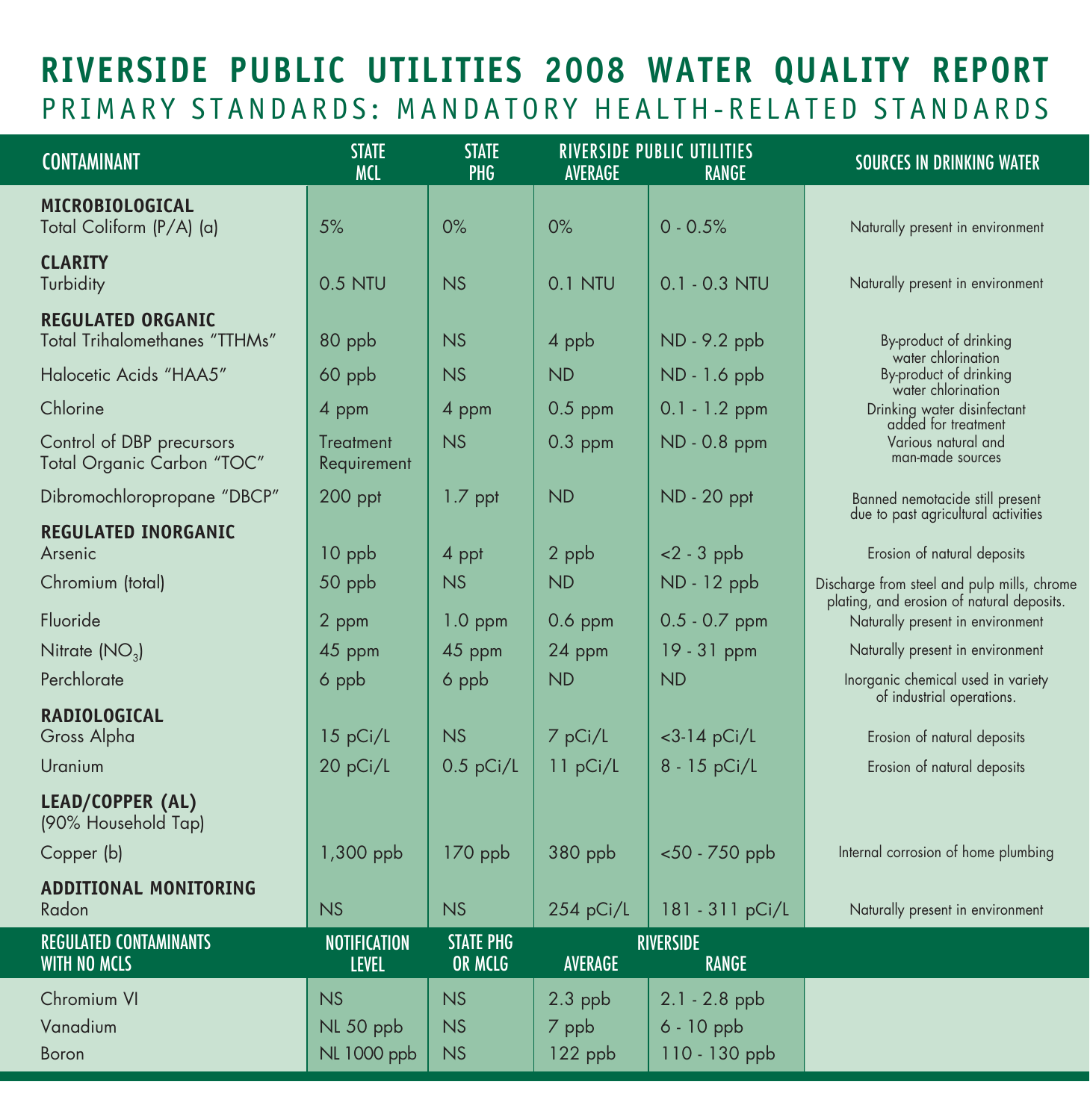# RIVERSIDE PUBLIC UTILITIES 2008 WATER QUALITY REPORT

## PRIMARY STANDARDS: MANDATORY HEALTH-RELATED STANDARDS

| CONTAMINANT | STATE MCL | STATE PHG | RIVERSIDE PUBLIC UTILITIES AVERAGE | RIVERSIDE PUBLIC UTILITIES RANGE | SOURCES IN DRINKING WATER |
|---|---|---|---|---|---|
| **MICROBIOLOGICAL** | | | | | |
| Total Coliform (P/A) (a) | 5% | 0% | 0% | 0 - 0.5% | Naturally present in environment |
| **CLARITY** | | | | | |
| Turbidity | 0.5 NTU | NS | 0.1 NTU | 0.1 - 0.3 NTU | Naturally present in environment |
| **REGULATED ORGANIC** | | | | | |
| Total Trihalomethanes "TTHMs" | 80 ppb | NS | 4 ppb | ND - 9.2 ppb | By-product of drinking water chlorination |
| Halocetic Acids "HAA5" | 60 ppb | NS | ND | ND - 1.6 ppb | By-product of drinking water chlorination |
| Chlorine | 4 ppm | 4 ppm | 0.5 ppm | 0.1 - 1.2 ppm | Drinking water disinfectant added for treatment |
| Control of DBP precursors Total Organic Carbon "TOC" | Treatment Requirement | NS | 0.3 ppm | ND - 0.8 ppm | Various natural and man-made sources |
| Dibromochloropropane "DBCP" | 200 ppt | 1.7 ppt | ND | ND - 20 ppt | Banned nemotacide still present due to past agricultural activities |
| **REGULATED INORGANIC** | | | | | |
| Arsenic | 10 ppb | 4 ppt | 2 ppb | <2 - 3 ppb | Erosion of natural deposits |
| Chromium (total) | 50 ppb | NS | ND | ND - 12 ppb | Discharge from steel and pulp mills, chrome plating, and erosion of natural deposits. |
| Fluoride | 2 ppm | 1.0 ppm | 0.6 ppm | 0.5 - 0.7 ppm | Naturally present in environment |
| Nitrate ($NO_3$) | 45 ppm | 45 ppm | 24 ppm | 19 - 31 ppm | Naturally present in environment |
| Perchlorate | 6 ppb | 6 ppb | ND | ND | Inorganic chemical used in variety of industrial operations. |
| **RADIOLOGICAL** | | | | | |
| Gross Alpha | 15 pCi/L | NS | 7 pCi/L | <3-14 pCi/L | Erosion of natural deposits |
| Uranium | 20 pCi/L | 0.5 pCi/L | 11 pCi/L | 8 - 15 pCi/L | Erosion of natural deposits |
| **LEAD/COPPER (AL)** (90% Household Tap) | | | | | |
| Copper (b) | 1,300 ppb | 170 ppb | 380 ppb | <50 - 750 ppb | Internal corrosion of home plumbing |
| **ADDITIONAL MONITORING** | | | | | |
| Radon | NS | NS | 254 pCi/L | 181 - 311 pCi/L | Naturally present in environment |

| REGULATED CONTAMINANTS WITH NO MCLS | NOTIFICATION LEVEL | STATE PHG OR MCLG | RIVERSIDE AVERAGE | RIVERSIDE RANGE | |
|---|---|---|---|---|---|
| Chromium VI | NS | NS | 2.3 ppb | 2.1 - 2.8 ppb | |
| Vanadium | NL 50 ppb | NS | 7 ppb | 6 - 10 ppb | |
| Boron | NL 1000 ppb | NS | 122 ppb | 110 - 130 ppb | |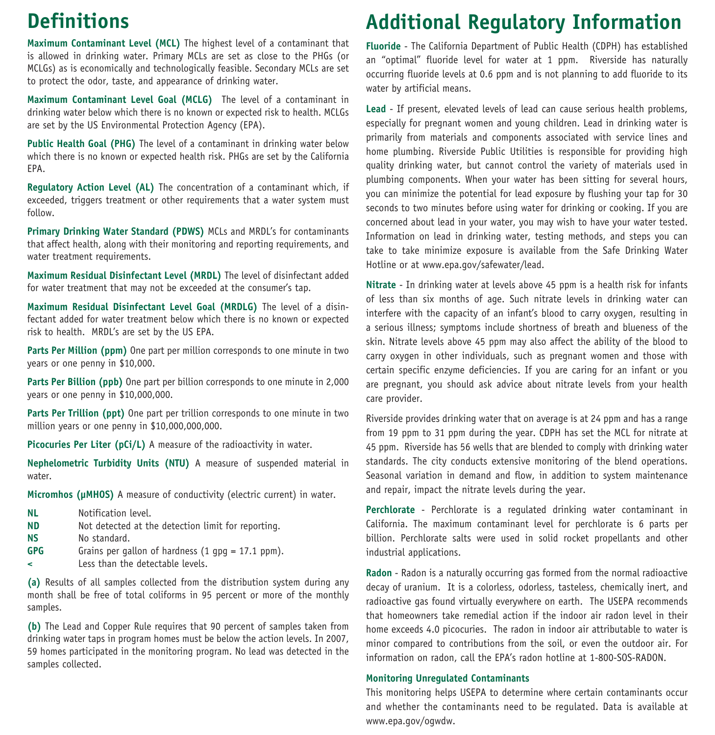# Definitions

**Maximum Contaminant Level (MCL)** The highest level of a contaminant that is allowed in drinking water. Primary MCLs are set as close to the PHGs (or MCLGs) as is economically and technologically feasible. Secondary MCLs are set to protect the odor, taste, and appearance of drinking water.

**Maximum Contaminant Level Goal (MCLG)** The level of a contaminant in drinking water below which there is no known or expected risk to health. MCLGs are set by the US Environmental Protection Agency (EPA).

**Public Health Goal (PHG)** The level of a contaminant in drinking water below which there is no known or expected health risk. PHGs are set by the California EPA.

**Regulatory Action Level (AL)** The concentration of a contaminant which, if exceeded, triggers treatment or other requirements that a water system must follow.

**Primary Drinking Water Standard (PDWS)** MCLs and MRDL's for contaminants that affect health, along with their monitoring and reporting requirements, and water treatment requirements.

**Maximum Residual Disinfectant Level (MRDL)** The level of disinfectant added for water treatment that may not be exceeded at the consumer's tap.

**Maximum Residual Disinfectant Level Goal (MRDLG)** The level of a disinfectant added for water treatment below which there is no known or expected risk to health. MRDL's are set by the US EPA.

**Parts Per Million (ppm)** One part per million corresponds to one minute in two years or one penny in $10,000.

**Parts Per Billion (ppb)** One part per billion corresponds to one minute in 2,000 years or one penny in $10,000,000.

**Parts Per Trillion (ppt)** One part per trillion corresponds to one minute in two million years or one penny in $10,000,000,000.

**Picocuries Per Liter (pCi/L)** A measure of the radioactivity in water.

**Nephelometric Turbidity Units (NTU)** A measure of suspended material in water.

**Micromhos (µMHOS)** A measure of conductivity (electric current) in water.

| | |
|---|---|
| **NL** | Notification level. |
| **ND** | Not detected at the detection limit for reporting. |
| **NS** | No standard. |
| **GPG** | Grains per gallon of hardness (1 gpg = 17.1 ppm). |
| **<** | Less than the detectable levels. |

**(a)** Results of all samples collected from the distribution system during any month shall be free of total coliforms in 95 percent or more of the monthly samples.

**(b)** The Lead and Copper Rule requires that 90 percent of samples taken from drinking water taps in program homes must be below the action levels. In 2007, 59 homes participated in the monitoring program. No lead was detected in the samples collected.

# Additional Regulatory Information

**Fluoride** - The California Department of Public Health (CDPH) has established an "optimal" fluoride level for water at 1 ppm. Riverside has naturally occurring fluoride levels at 0.6 ppm and is not planning to add fluoride to its water by artificial means.

**Lead** - If present, elevated levels of lead can cause serious health problems, especially for pregnant women and young children. Lead in drinking water is primarily from materials and components associated with service lines and home plumbing. Riverside Public Utilities is responsible for providing high quality drinking water, but cannot control the variety of materials used in plumbing components. When your water has been sitting for several hours, you can minimize the potential for lead exposure by flushing your tap for 30 seconds to two minutes before using water for drinking or cooking. If you are concerned about lead in your water, you may wish to have your water tested. Information on lead in drinking water, testing methods, and steps you can take to take minimize exposure is available from the Safe Drinking Water Hotline or at www.epa.gov/safewater/lead.

**Nitrate** - In drinking water at levels above 45 ppm is a health risk for infants of less than six months of age. Such nitrate levels in drinking water can interfere with the capacity of an infant's blood to carry oxygen, resulting in a serious illness; symptoms include shortness of breath and blueness of the skin. Nitrate levels above 45 ppm may also affect the ability of the blood to carry oxygen in other individuals, such as pregnant women and those with certain specific enzyme deficiencies. If you are caring for an infant or you are pregnant, you should ask advice about nitrate levels from your health care provider.

Riverside provides drinking water that on average is at 24 ppm and has a range from 19 ppm to 31 ppm during the year. CDPH has set the MCL for nitrate at 45 ppm. Riverside has 56 wells that are blended to comply with drinking water standards. The city conducts extensive monitoring of the blend operations. Seasonal variation in demand and flow, in addition to system maintenance and repair, impact the nitrate levels during the year.

**Perchlorate** - Perchlorate is a regulated drinking water contaminant in California. The maximum contaminant level for perchlorate is 6 parts per billion. Perchlorate salts were used in solid rocket propellants and other industrial applications.

**Radon** - Radon is a naturally occurring gas formed from the normal radioactive decay of uranium. It is a colorless, odorless, tasteless, chemically inert, and radioactive gas found virtually everywhere on earth. The USEPA recommends that homeowners take remedial action if the indoor air radon level in their home exceeds 4.0 picocuries. The radon in indoor air attributable to water is minor compared to contributions from the soil, or even the outdoor air. For information on radon, call the EPA's radon hotline at 1-800-SOS-RADON.

**Monitoring Unregulated Contaminants**

This monitoring helps USEPA to determine where certain contaminants occur and whether the contaminants need to be regulated. Data is available at www.epa.gov/ogwdw.